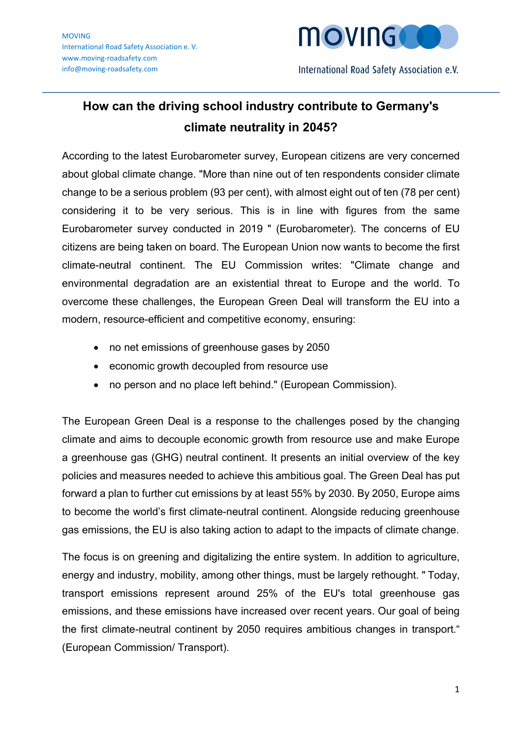MOVING
International Road Safety Association e. V.
www.moving-roadsafety.com
info@moving-roadsafety.com

# How can the driving school industry contribute to Germany's climate neutrality in 2045?

According to the latest Eurobarometer survey, European citizens are very concerned about global climate change. "More than nine out of ten respondents consider climate change to be a serious problem (93 per cent), with almost eight out of ten (78 per cent) considering it to be very serious. This is in line with figures from the same Eurobarometer survey conducted in 2019 " (Eurobarometer). The concerns of EU citizens are being taken on board. The European Union now wants to become the first climate-neutral continent. The EU Commission writes: "Climate change and environmental degradation are an existential threat to Europe and the world. To overcome these challenges, the European Green Deal will transform the EU into a modern, resource-efficient and competitive economy, ensuring:

- no net emissions of greenhouse gases by 2050
- economic growth decoupled from resource use
- no person and no place left behind." (European Commission).

The European Green Deal is a response to the challenges posed by the changing climate and aims to decouple economic growth from resource use and make Europe a greenhouse gas (GHG) neutral continent. It presents an initial overview of the key policies and measures needed to achieve this ambitious goal. The Green Deal has put forward a plan to further cut emissions by at least 55% by 2030. By 2050, Europe aims to become the world's first climate-neutral continent. Alongside reducing greenhouse gas emissions, the EU is also taking action to adapt to the impacts of climate change.

The focus is on greening and digitalizing the entire system. In addition to agriculture, energy and industry, mobility, among other things, must be largely rethought. " Today, transport emissions represent around 25% of the EU's total greenhouse gas emissions, and these emissions have increased over recent years. Our goal of being the first climate-neutral continent by 2050 requires ambitious changes in transport." (European Commission/ Transport).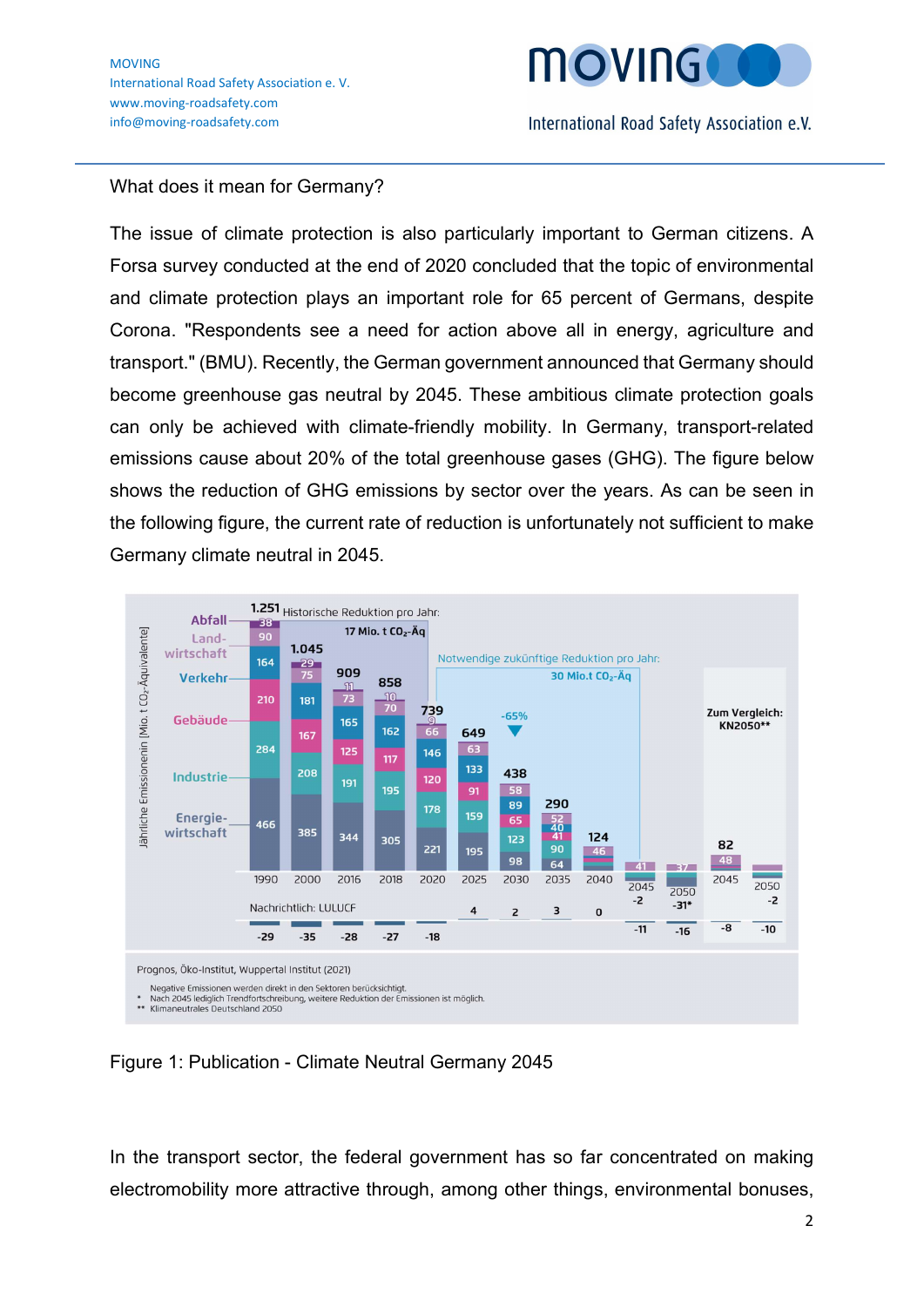What does it mean for Germany?

The issue of climate protection is also particularly important to German citizens. A Forsa survey conducted at the end of 2020 concluded that the topic of environmental and climate protection plays an important role for 65 percent of Germans, despite Corona. "Respondents see a need for action above all in energy, agriculture and transport." (BMU). Recently, the German government announced that Germany should become greenhouse gas neutral by 2045. These ambitious climate protection goals can only be achieved with climate-friendly mobility. In Germany, transport-related emissions cause about 20% of the total greenhouse gases (GHG). The figure below shows the reduction of GHG emissions by sector over the years. As can be seen in the following figure, the current rate of reduction is unfortunately not sufficient to make Germany climate neutral in 2045.

Figure 1: Publication - Climate Neutral Germany 2045

In the transport sector, the federal government has so far concentrated on making electromobility more attractive through, among other things, environmental bonuses,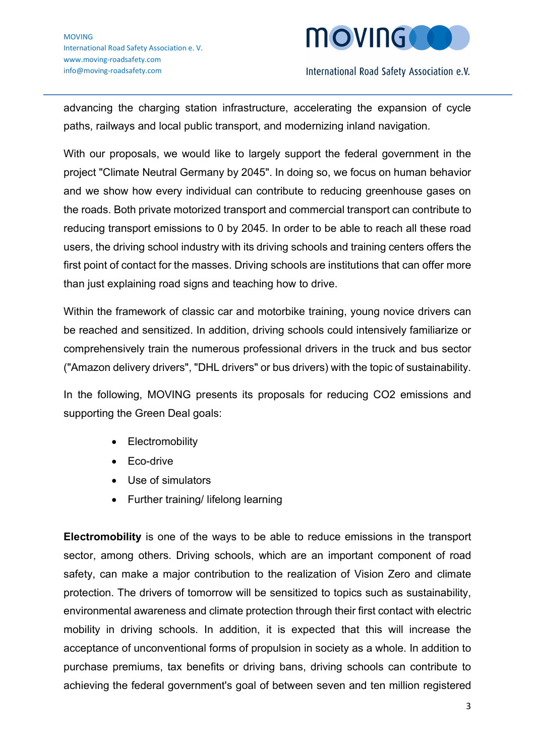advancing the charging station infrastructure, accelerating the expansion of cycle paths, railways and local public transport, and modernizing inland navigation.

With our proposals, we would like to largely support the federal government in the project "Climate Neutral Germany by 2045". In doing so, we focus on human behavior and we show how every individual can contribute to reducing greenhouse gases on the roads. Both private motorized transport and commercial transport can contribute to reducing transport emissions to 0 by 2045. In order to be able to reach all these road users, the driving school industry with its driving schools and training centers offers the first point of contact for the masses. Driving schools are institutions that can offer more than just explaining road signs and teaching how to drive.

Within the framework of classic car and motorbike training, young novice drivers can be reached and sensitized. In addition, driving schools could intensively familiarize or comprehensively train the numerous professional drivers in the truck and bus sector ("Amazon delivery drivers", "DHL drivers" or bus drivers) with the topic of sustainability.

In the following, MOVING presents its proposals for reducing CO2 emissions and supporting the Green Deal goals:

- Electromobility
- Eco-drive
- Use of simulators
- Further training/ lifelong learning

**Electromobility** is one of the ways to be able to reduce emissions in the transport sector, among others. Driving schools, which are an important component of road safety, can make a major contribution to the realization of Vision Zero and climate protection. The drivers of tomorrow will be sensitized to topics such as sustainability, environmental awareness and climate protection through their first contact with electric mobility in driving schools. In addition, it is expected that this will increase the acceptance of unconventional forms of propulsion in society as a whole. In addition to purchase premiums, tax benefits or driving bans, driving schools can contribute to achieving the federal government's goal of between seven and ten million registered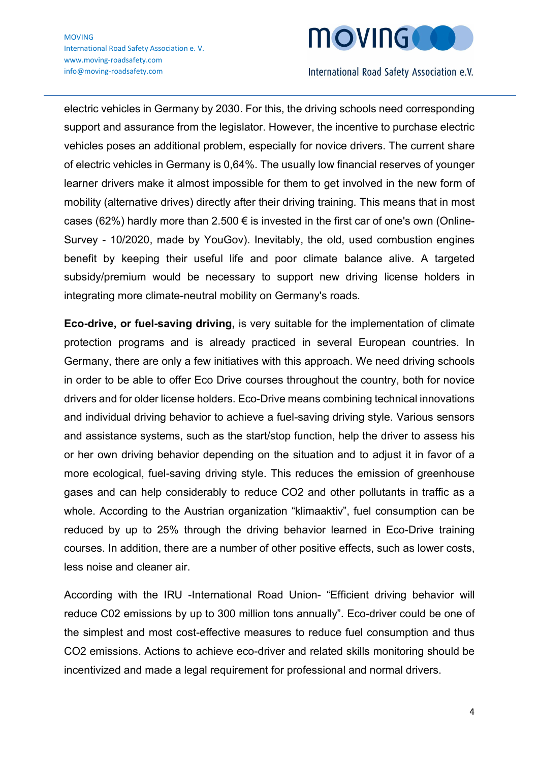electric vehicles in Germany by 2030. For this, the driving schools need corresponding support and assurance from the legislator. However, the incentive to purchase electric vehicles poses an additional problem, especially for novice drivers. The current share of electric vehicles in Germany is 0,64%. The usually low financial reserves of younger learner drivers make it almost impossible for them to get involved in the new form of mobility (alternative drives) directly after their driving training. This means that in most cases (62%) hardly more than 2.500 € is invested in the first car of one's own (Online-Survey - 10/2020, made by YouGov). Inevitably, the old, used combustion engines benefit by keeping their useful life and poor climate balance alive. A targeted subsidy/premium would be necessary to support new driving license holders in integrating more climate-neutral mobility on Germany's roads.

**Eco-drive, or fuel-saving driving,** is very suitable for the implementation of climate protection programs and is already practiced in several European countries. In Germany, there are only a few initiatives with this approach. We need driving schools in order to be able to offer Eco Drive courses throughout the country, both for novice drivers and for older license holders. Eco-Drive means combining technical innovations and individual driving behavior to achieve a fuel-saving driving style. Various sensors and assistance systems, such as the start/stop function, help the driver to assess his or her own driving behavior depending on the situation and to adjust it in favor of a more ecological, fuel-saving driving style. This reduces the emission of greenhouse gases and can help considerably to reduce $CO_2$ and other pollutants in traffic as a whole. According to the Austrian organization "klimaaktiv", fuel consumption can be reduced by up to 25% through the driving behavior learned in Eco-Drive training courses. In addition, there are a number of other positive effects, such as lower costs, less noise and cleaner air.

According with the IRU -International Road Union- "Efficient driving behavior will reduce C02 emissions by up to 300 million tons annually". Eco-driver could be one of the simplest and most cost-effective measures to reduce fuel consumption and thus $CO_2$ emissions. Actions to achieve eco-driver and related skills monitoring should be incentivized and made a legal requirement for professional and normal drivers.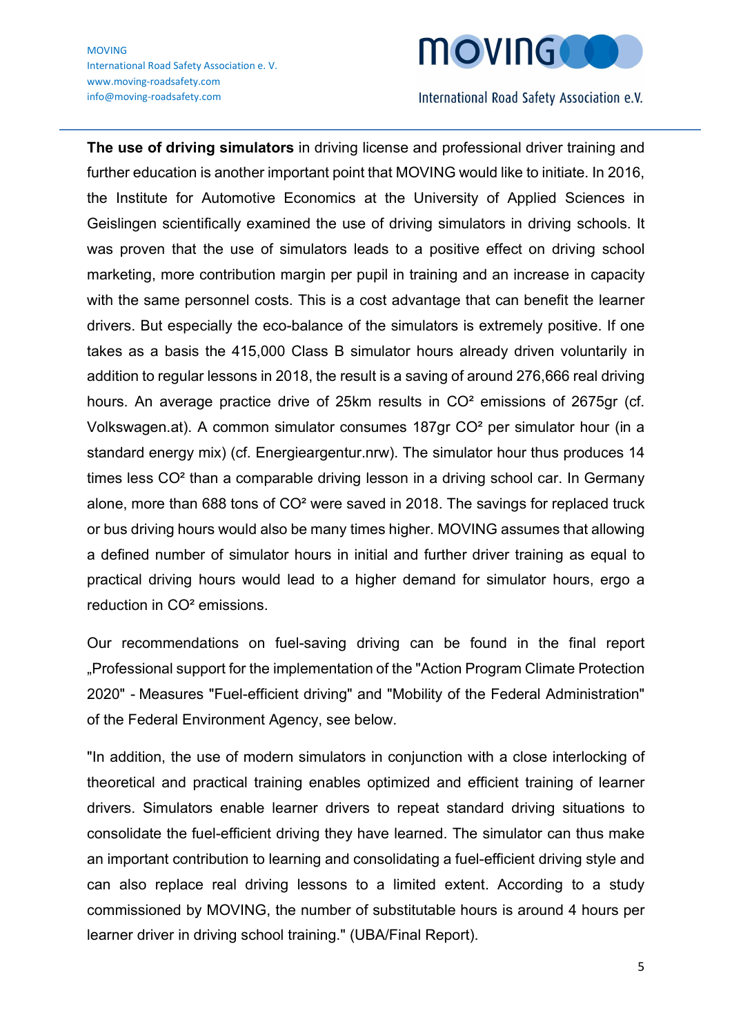**The use of driving simulators** in driving license and professional driver training and further education is another important point that MOVING would like to initiate. In 2016, the Institute for Automotive Economics at the University of Applied Sciences in Geislingen scientifically examined the use of driving simulators in driving schools. It was proven that the use of simulators leads to a positive effect on driving school marketing, more contribution margin per pupil in training and an increase in capacity with the same personnel costs. This is a cost advantage that can benefit the learner drivers. But especially the eco-balance of the simulators is extremely positive. If one takes as a basis the 415,000 Class B simulator hours already driven voluntarily in addition to regular lessons in 2018, the result is a saving of around 276,666 real driving hours. An average practice drive of 25km results in $CO^2$ emissions of 2675gr (cf. Volkswagen.at). A common simulator consumes 187gr $CO^2$ per simulator hour (in a standard energy mix) (cf. Energieargentur.nrw). The simulator hour thus produces 14 times less $CO^2$ than a comparable driving lesson in a driving school car. In Germany alone, more than 688 tons of $CO^2$ were saved in 2018. The savings for replaced truck or bus driving hours would also be many times higher. MOVING assumes that allowing a defined number of simulator hours in initial and further driver training as equal to practical driving hours would lead to a higher demand for simulator hours, ergo a reduction in $CO^2$ emissions.

Our recommendations on fuel-saving driving can be found in the final report „Professional support for the implementation of the "Action Program Climate Protection 2020" - Measures "Fuel-efficient driving" and "Mobility of the Federal Administration" of the Federal Environment Agency, see below.

"In addition, the use of modern simulators in conjunction with a close interlocking of theoretical and practical training enables optimized and efficient training of learner drivers. Simulators enable learner drivers to repeat standard driving situations to consolidate the fuel-efficient driving they have learned. The simulator can thus make an important contribution to learning and consolidating a fuel-efficient driving style and can also replace real driving lessons to a limited extent. According to a study commissioned by MOVING, the number of substitutable hours is around 4 hours per learner driver in driving school training." (UBA/Final Report).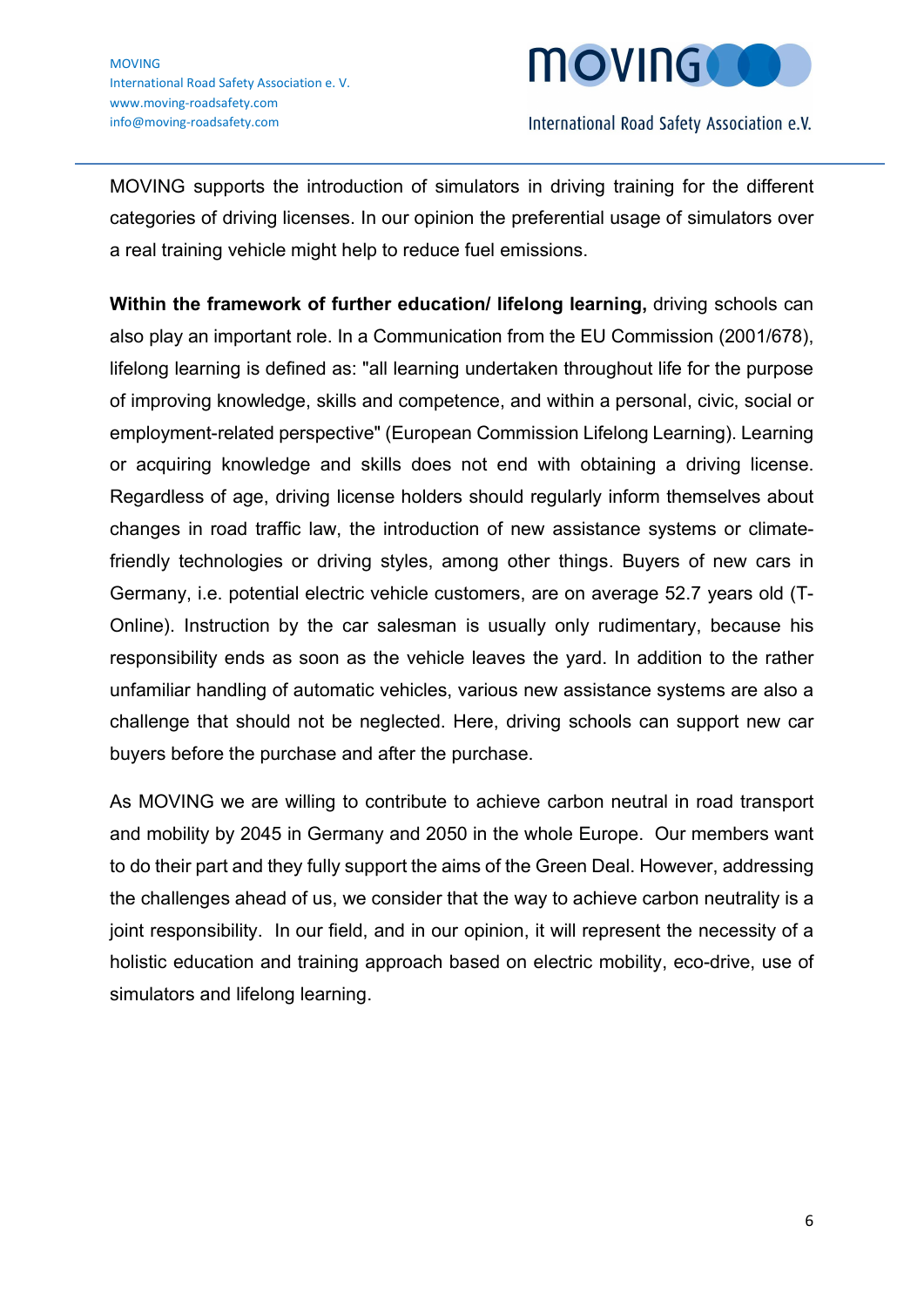MOVING supports the introduction of simulators in driving training for the different categories of driving licenses. In our opinion the preferential usage of simulators over a real training vehicle might help to reduce fuel emissions.

**Within the framework of further education/ lifelong learning,** driving schools can also play an important role. In a Communication from the EU Commission (2001/678), lifelong learning is defined as: "all learning undertaken throughout life for the purpose of improving knowledge, skills and competence, and within a personal, civic, social or employment-related perspective" (European Commission Lifelong Learning). Learning or acquiring knowledge and skills does not end with obtaining a driving license. Regardless of age, driving license holders should regularly inform themselves about changes in road traffic law, the introduction of new assistance systems or climate-friendly technologies or driving styles, among other things. Buyers of new cars in Germany, i.e. potential electric vehicle customers, are on average 52.7 years old (T-Online). Instruction by the car salesman is usually only rudimentary, because his responsibility ends as soon as the vehicle leaves the yard. In addition to the rather unfamiliar handling of automatic vehicles, various new assistance systems are also a challenge that should not be neglected. Here, driving schools can support new car buyers before the purchase and after the purchase.

As MOVING we are willing to contribute to achieve carbon neutral in road transport and mobility by 2045 in Germany and 2050 in the whole Europe. Our members want to do their part and they fully support the aims of the Green Deal. However, addressing the challenges ahead of us, we consider that the way to achieve carbon neutrality is a joint responsibility. In our field, and in our opinion, it will represent the necessity of a holistic education and training approach based on electric mobility, eco-drive, use of simulators and lifelong learning.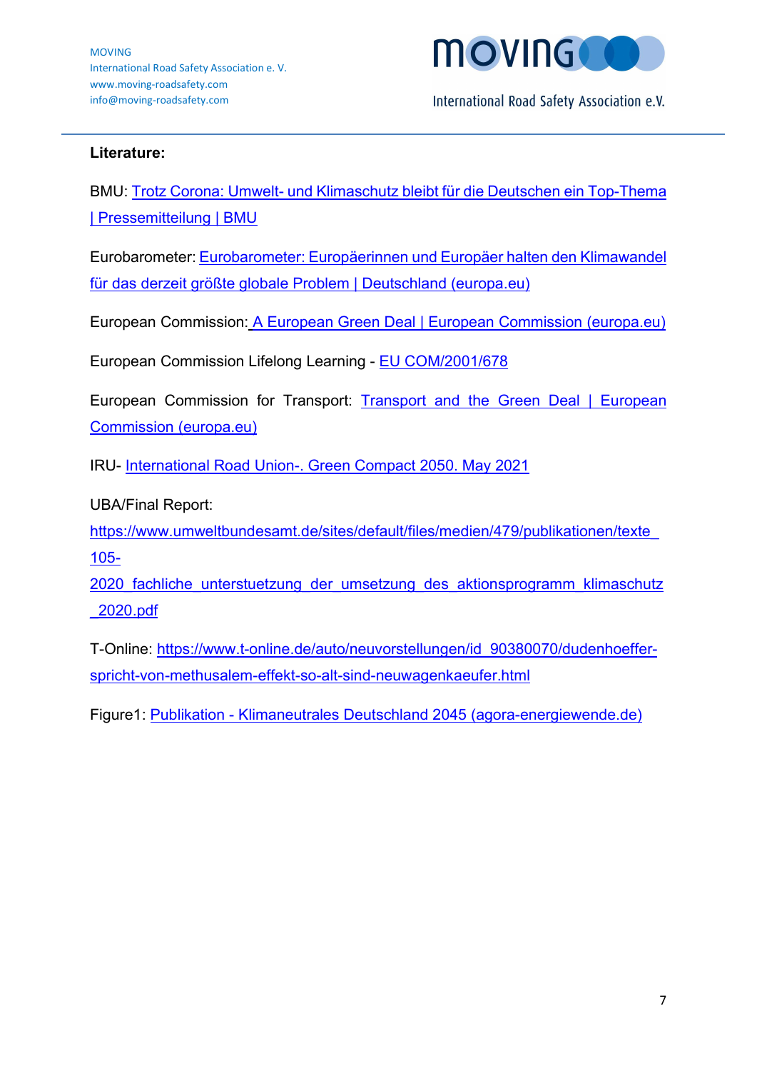**Literature:**

BMU: Trotz Corona: Umwelt- und Klimaschutz bleibt für die Deutschen ein Top-Thema | Pressemitteilung | BMU

Eurobarometer: Eurobarometer: Europäerinnen und Europäer halten den Klimawandel für das derzeit größte globale Problem | Deutschland (europa.eu)

European Commission: A European Green Deal | European Commission (europa.eu)

European Commission Lifelong Learning - EU COM/2001/678

European Commission for Transport: Transport and the Green Deal | European Commission (europa.eu)

IRU- International Road Union-. Green Compact 2050. May 2021

UBA/Final Report: https://www.umweltbundesamt.de/sites/default/files/medien/479/publikationen/texte_105-2020_fachliche_unterstuetzung_der_umsetzung_des_aktionsprogramm_klimaschutz_2020.pdf

T-Online: https://www.t-online.de/auto/neuvorstellungen/id_90380070/dudenhoeffer-spricht-von-methusalem-effekt-so-alt-sind-neuwagenkaeufer.html

Figure1: Publikation - Klimaneutrales Deutschland 2045 (agora-energiewende.de)